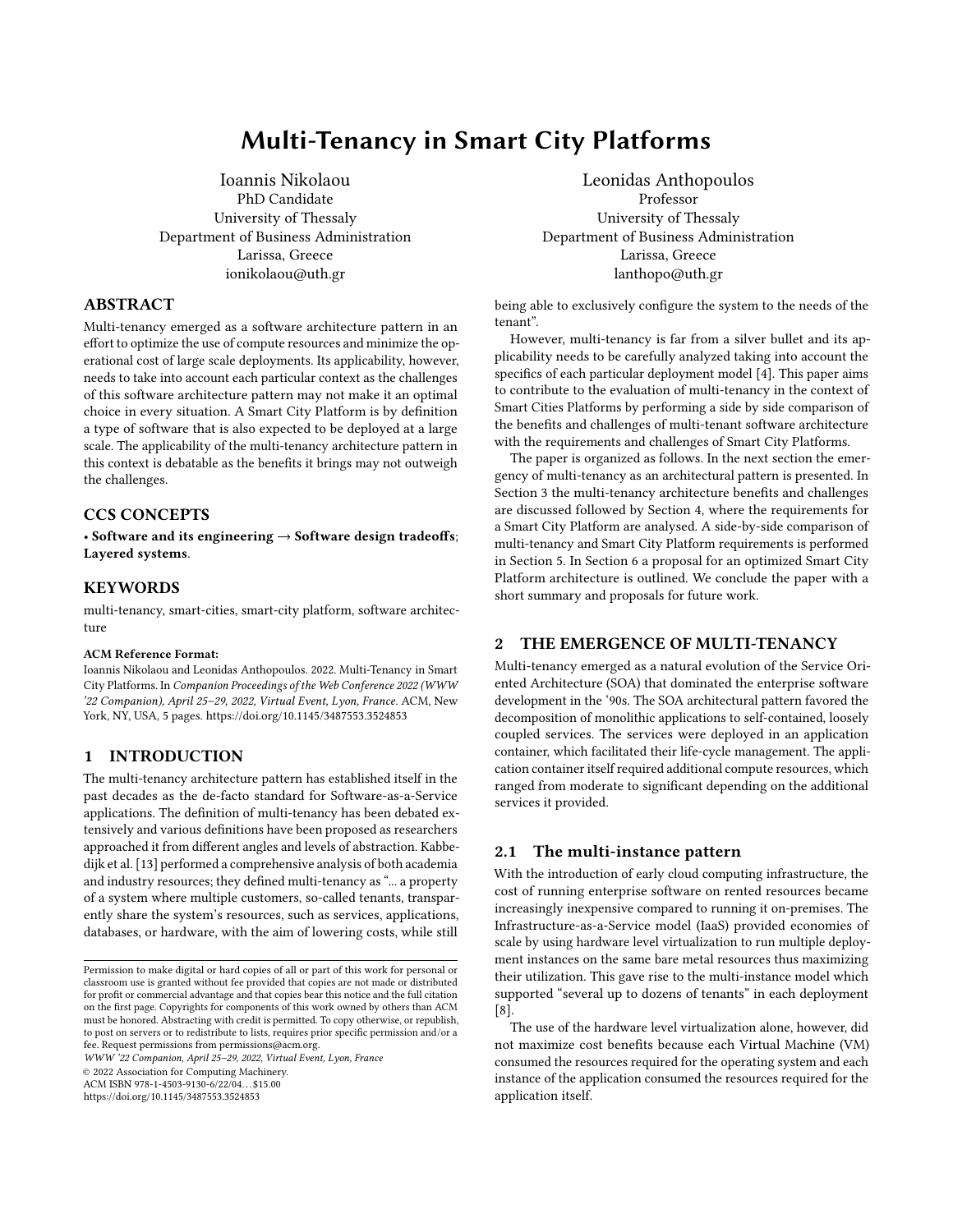# Multi-Tenancy in Smart City Platforms

Ioannis Nikolaou
PhD Candidate
University of Thessaly
Department of Business Administration
Larissa, Greece
ionikolaou@uth.gr

Leonidas Anthopoulos
Professor
University of Thessaly
Department of Business Administration
Larissa, Greece
lanthopo@uth.gr

## ABSTRACT

Multi-tenancy emerged as a software architecture pattern in an effort to optimize the use of compute resources and minimize the operational cost of large scale deployments. Its applicability, however, needs to take into account each particular context as the challenges of this software architecture pattern may not make it an optimal choice in every situation. A Smart City Platform is by definition a type of software that is also expected to be deployed at a large scale. The applicability of the multi-tenancy architecture pattern in this context is debatable as the benefits it brings may not outweigh the challenges.

## CCS CONCEPTS

• **Software and its engineering → Software design tradeoffs**; **Layered systems**.

## KEYWORDS

multi-tenancy, smart-cities, smart-city platform, software architecture

**ACM Reference Format:**
Ioannis Nikolaou and Leonidas Anthopoulos. 2022. Multi-Tenancy in Smart City Platforms. In *Companion Proceedings of the Web Conference 2022 (WWW '22 Companion), April 25–29, 2022, Virtual Event, Lyon, France.* ACM, New York, NY, USA, 5 pages. https://doi.org/10.1145/3487553.3524853

## 1 INTRODUCTION

The multi-tenancy architecture pattern has established itself in the past decades as the de-facto standard for Software-as-a-Service applications. The definition of multi-tenancy has been debated extensively and various definitions have been proposed as researchers approached it from different angles and levels of abstraction. Kabbedijk et al. [13] performed a comprehensive analysis of both academia and industry resources; they defined multi-tenancy as "... a property of a system where multiple customers, so-called tenants, transparently share the system's resources, such as services, applications, databases, or hardware, with the aim of lowering costs, while still being able to exclusively configure the system to the needs of the tenant".

However, multi-tenancy is far from a silver bullet and its applicability needs to be carefully analyzed taking into account the specifics of each particular deployment model [4]. This paper aims to contribute to the evaluation of multi-tenancy in the context of Smart Cities Platforms by performing a side by side comparison of the benefits and challenges of multi-tenant software architecture with the requirements and challenges of Smart City Platforms.

The paper is organized as follows. In the next section the emergency of multi-tenancy as an architectural pattern is presented. In Section 3 the multi-tenancy architecture benefits and challenges are discussed followed by Section 4, where the requirements for a Smart City Platform are analysed. A side-by-side comparison of multi-tenancy and Smart City Platform requirements is performed in Section 5. In Section 6 a proposal for an optimized Smart City Platform architecture is outlined. We conclude the paper with a short summary and proposals for future work.

## 2 THE EMERGENCE OF MULTI-TENANCY

Multi-tenancy emerged as a natural evolution of the Service Oriented Architecture (SOA) that dominated the enterprise software development in the '90s. The SOA architectural pattern favored the decomposition of monolithic applications to self-contained, loosely coupled services. The services were deployed in an application container, which facilitated their life-cycle management. The application container itself required additional compute resources, which ranged from moderate to significant depending on the additional services it provided.

### 2.1 The multi-instance pattern

With the introduction of early cloud computing infrastructure, the cost of running enterprise software on rented resources became increasingly inexpensive compared to running it on-premises. The Infrastructure-as-a-Service model (IaaS) provided economies of scale by using hardware level virtualization to run multiple deployment instances on the same bare metal resources thus maximizing their utilization. This gave rise to the multi-instance model which supported "several up to dozens of tenants" in each deployment [8].

The use of the hardware level virtualization alone, however, did not maximize cost benefits because each Virtual Machine (VM) consumed the resources required for the operating system and each instance of the application consumed the resources required for the application itself.

Permission to make digital or hard copies of all or part of this work for personal or classroom use is granted without fee provided that copies are not made or distributed for profit or commercial advantage and that copies bear this notice and the full citation on the first page. Copyrights for components of this work owned by others than ACM must be honored. Abstracting with credit is permitted. To copy otherwise, or republish, to post on servers or to redistribute to lists, requires prior specific permission and/or a fee. Request permissions from permissions@acm.org.
*WWW '22 Companion, April 25–29, 2022, Virtual Event, Lyon, France*
© 2022 Association for Computing Machinery.
ACM ISBN 978-1-4503-9130-6/22/04...$15.00
https://doi.org/10.1145/3487553.3524853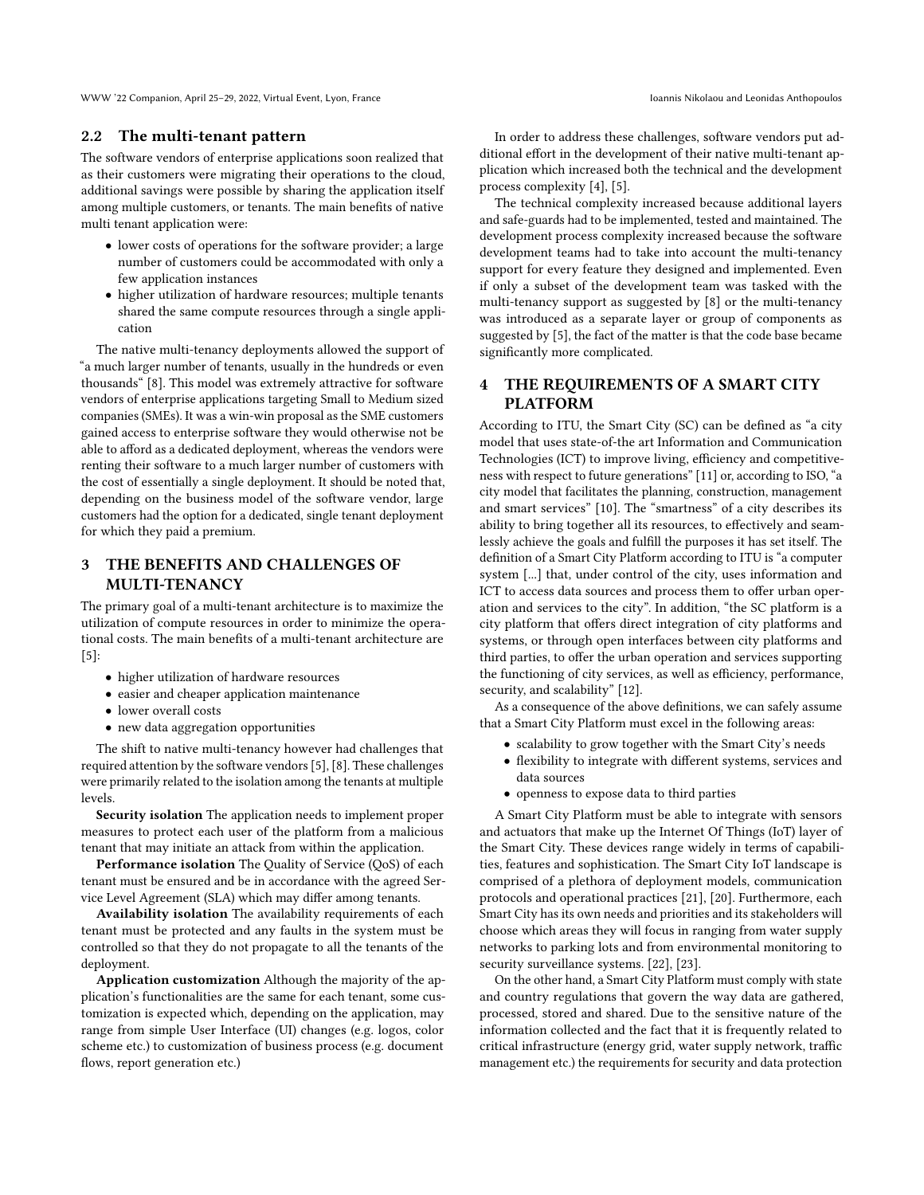### 2.2 The multi-tenant pattern

The software vendors of enterprise applications soon realized that as their customers were migrating their operations to the cloud, additional savings were possible by sharing the application itself among multiple customers, or tenants. The main benefits of native multi tenant application were:

- lower costs of operations for the software provider; a large number of customers could be accommodated with only a few application instances
- higher utilization of hardware resources; multiple tenants shared the same compute resources through a single application

The native multi-tenancy deployments allowed the support of "a much larger number of tenants, usually in the hundreds or even thousands" [8]. This model was extremely attractive for software vendors of enterprise applications targeting Small to Medium sized companies (SMEs). It was a win-win proposal as the SME customers gained access to enterprise software they would otherwise not be able to afford as a dedicated deployment, whereas the vendors were renting their software to a much larger number of customers with the cost of essentially a single deployment. It should be noted that, depending on the business model of the software vendor, large customers had the option for a dedicated, single tenant deployment for which they paid a premium.

## 3 THE BENEFITS AND CHALLENGES OF MULTI-TENANCY

The primary goal of a multi-tenant architecture is to maximize the utilization of compute resources in order to minimize the operational costs. The main benefits of a multi-tenant architecture are [5]:

- higher utilization of hardware resources
- easier and cheaper application maintenance
- lower overall costs
- new data aggregation opportunities

The shift to native multi-tenancy however had challenges that required attention by the software vendors [5], [8]. These challenges were primarily related to the isolation among the tenants at multiple levels.

**Security isolation** The application needs to implement proper measures to protect each user of the platform from a malicious tenant that may initiate an attack from within the application.

**Performance isolation** The Quality of Service (QoS) of each tenant must be ensured and be in accordance with the agreed Service Level Agreement (SLA) which may differ among tenants.

**Availability isolation** The availability requirements of each tenant must be protected and any faults in the system must be controlled so that they do not propagate to all the tenants of the deployment.

**Application customization** Although the majority of the application's functionalities are the same for each tenant, some customization is expected which, depending on the application, may range from simple User Interface (UI) changes (e.g. logos, color scheme etc.) to customization of business process (e.g. document flows, report generation etc.)

In order to address these challenges, software vendors put additional effort in the development of their native multi-tenant application which increased both the technical and the development process complexity [4], [5].

The technical complexity increased because additional layers and safe-guards had to be implemented, tested and maintained. The development process complexity increased because the software development teams had to take into account the multi-tenancy support for every feature they designed and implemented. Even if only a subset of the development team was tasked with the multi-tenancy support as suggested by [8] or the multi-tenancy was introduced as a separate layer or group of components as suggested by [5], the fact of the matter is that the code base became significantly more complicated.

## 4 THE REQUIREMENTS OF A SMART CITY PLATFORM

According to ITU, the Smart City (SC) can be defined as "a city model that uses state-of-the art Information and Communication Technologies (ICT) to improve living, efficiency and competitiveness with respect to future generations" [11] or, according to ISO, "a city model that facilitates the planning, construction, management and smart services" [10]. The "smartness" of a city describes its ability to bring together all its resources, to effectively and seamlessly achieve the goals and fulfill the purposes it has set itself. The definition of a Smart City Platform according to ITU is "a computer system [...] that, under control of the city, uses information and ICT to access data sources and process them to offer urban operation and services to the city". In addition, "the SC platform is a city platform that offers direct integration of city platforms and systems, or through open interfaces between city platforms and third parties, to offer the urban operation and services supporting the functioning of city services, as well as efficiency, performance, security, and scalability" [12].

As a consequence of the above definitions, we can safely assume that a Smart City Platform must excel in the following areas:

- scalability to grow together with the Smart City's needs
- flexibility to integrate with different systems, services and data sources
- openness to expose data to third parties

A Smart City Platform must be able to integrate with sensors and actuators that make up the Internet Of Things (IoT) layer of the Smart City. These devices range widely in terms of capabilities, features and sophistication. The Smart City IoT landscape is comprised of a plethora of deployment models, communication protocols and operational practices [21], [20]. Furthermore, each Smart City has its own needs and priorities and its stakeholders will choose which areas they will focus in ranging from water supply networks to parking lots and from environmental monitoring to security surveillance systems. [22], [23].

On the other hand, a Smart City Platform must comply with state and country regulations that govern the way data are gathered, processed, stored and shared. Due to the sensitive nature of the information collected and the fact that it is frequently related to critical infrastructure (energy grid, water supply network, traffic management etc.) the requirements for security and data protection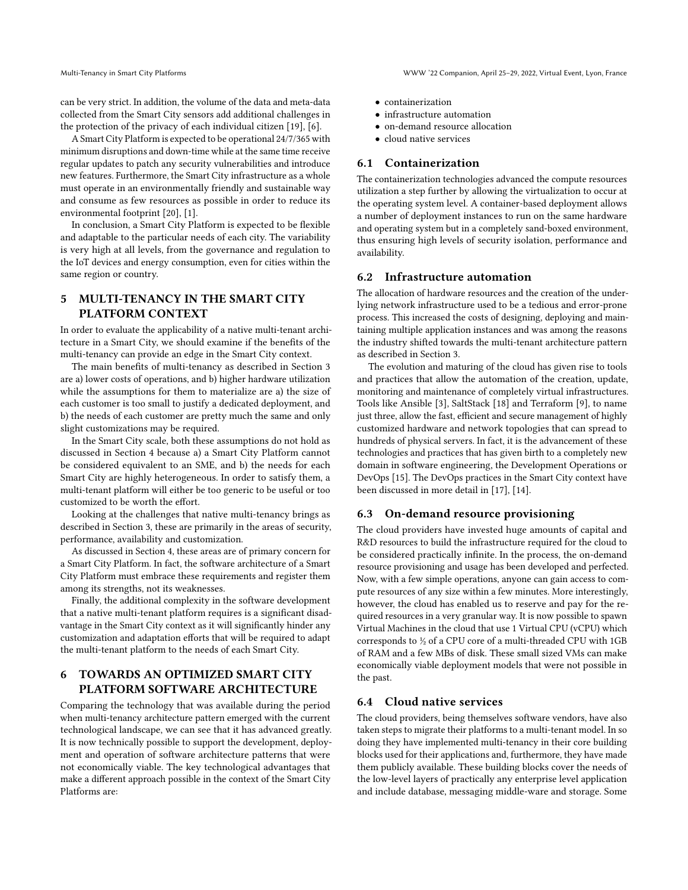can be very strict. In addition, the volume of the data and meta-data collected from the Smart City sensors add additional challenges in the protection of the privacy of each individual citizen [19], [6].

A Smart City Platform is expected to be operational 24/7/365 with minimum disruptions and down-time while at the same time receive regular updates to patch any security vulnerabilities and introduce new features. Furthermore, the Smart City infrastructure as a whole must operate in an environmentally friendly and sustainable way and consume as few resources as possible in order to reduce its environmental footprint [20], [1].

In conclusion, a Smart City Platform is expected to be flexible and adaptable to the particular needs of each city. The variability is very high at all levels, from the governance and regulation to the IoT devices and energy consumption, even for cities within the same region or country.

## 5 MULTI-TENANCY IN THE SMART CITY PLATFORM CONTEXT

In order to evaluate the applicability of a native multi-tenant architecture in a Smart City, we should examine if the benefits of the multi-tenancy can provide an edge in the Smart City context.

The main benefits of multi-tenancy as described in Section 3 are a) lower costs of operations, and b) higher hardware utilization while the assumptions for them to materialize are a) the size of each customer is too small to justify a dedicated deployment, and b) the needs of each customer are pretty much the same and only slight customizations may be required.

In the Smart City scale, both these assumptions do not hold as discussed in Section 4 because a) a Smart City Platform cannot be considered equivalent to an SME, and b) the needs for each Smart City are highly heterogeneous. In order to satisfy them, a multi-tenant platform will either be too generic to be useful or too customized to be worth the effort.

Looking at the challenges that native multi-tenancy brings as described in Section 3, these are primarily in the areas of security, performance, availability and customization.

As discussed in Section 4, these areas are of primary concern for a Smart City Platform. In fact, the software architecture of a Smart City Platform must embrace these requirements and register them among its strengths, not its weaknesses.

Finally, the additional complexity in the software development that a native multi-tenant platform requires is a significant disadvantage in the Smart City context as it will significantly hinder any customization and adaptation efforts that will be required to adapt the multi-tenant platform to the needs of each Smart City.

## 6 TOWARDS AN OPTIMIZED SMART CITY PLATFORM SOFTWARE ARCHITECTURE

Comparing the technology that was available during the period when multi-tenancy architecture pattern emerged with the current technological landscape, we can see that it has advanced greatly. It is now technically possible to support the development, deployment and operation of software architecture patterns that were not economically viable. The key technological advantages that make a different approach possible in the context of the Smart City Platforms are:

- containerization
- infrastructure automation
- on-demand resource allocation
- cloud native services

### 6.1 Containerization

The containerization technologies advanced the compute resources utilization a step further by allowing the virtualization to occur at the operating system level. A container-based deployment allows a number of deployment instances to run on the same hardware and operating system but in a completely sand-boxed environment, thus ensuring high levels of security isolation, performance and availability.

### 6.2 Infrastructure automation

The allocation of hardware resources and the creation of the underlying network infrastructure used to be a tedious and error-prone process. This increased the costs of designing, deploying and maintaining multiple application instances and was among the reasons the industry shifted towards the multi-tenant architecture pattern as described in Section 3.

The evolution and maturing of the cloud has given rise to tools and practices that allow the automation of the creation, update, monitoring and maintenance of completely virtual infrastructures. Tools like Ansible [3], SaltStack [18] and Terraform [9], to name just three, allow the fast, efficient and secure management of highly customized hardware and network topologies that can spread to hundreds of physical servers. In fact, it is the advancement of these technologies and practices that has given birth to a completely new domain in software engineering, the Development Operations or DevOps [15]. The DevOps practices in the Smart City context have been discussed in more detail in [17], [14].

### 6.3 On-demand resource provisioning

The cloud providers have invested huge amounts of capital and R&D resources to build the infrastructure required for the cloud to be considered practically infinite. In the process, the on-demand resource provisioning and usage has been developed and perfected. Now, with a few simple operations, anyone can gain access to compute resources of any size within a few minutes. More interestingly, however, the cloud has enabled us to reserve and pay for the required resources in a very granular way. It is now possible to spawn Virtual Machines in the cloud that use 1 Virtual CPU (vCPU) which corresponds to ½ of a CPU core of a multi-threaded CPU with 1GB of RAM and a few MBs of disk. These small sized VMs can make economically viable deployment models that were not possible in the past.

### 6.4 Cloud native services

The cloud providers, being themselves software vendors, have also taken steps to migrate their platforms to a multi-tenant model. In so doing they have implemented multi-tenancy in their core building blocks used for their applications and, furthermore, they have made them publicly available. These building blocks cover the needs of the low-level layers of practically any enterprise level application and include database, messaging middle-ware and storage. Some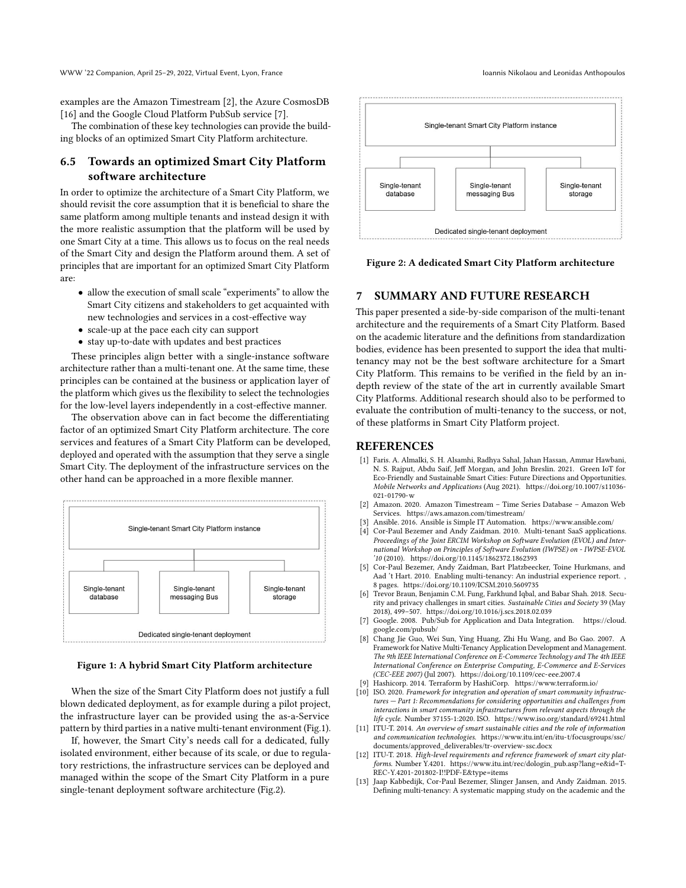examples are the Amazon Timestream [2], the Azure CosmosDB [16] and the Google Cloud Platform PubSub service [7].

The combination of these key technologies can provide the building blocks of an optimized Smart City Platform architecture.

## 6.5 Towards an optimized Smart City Platform software architecture

In order to optimize the architecture of a Smart City Platform, we should revisit the core assumption that it is beneficial to share the same platform among multiple tenants and instead design it with the more realistic assumption that the platform will be used by one Smart City at a time. This allows us to focus on the real needs of the Smart City and design the Platform around them. A set of principles that are important for an optimized Smart City Platform are:

- allow the execution of small scale "experiments" to allow the Smart City citizens and stakeholders to get acquainted with new technologies and services in a cost-effective way
- scale-up at the pace each city can support
- stay up-to-date with updates and best practices

These principles align better with a single-instance software architecture rather than a multi-tenant one. At the same time, these principles can be contained at the business or application layer of the platform which gives us the flexibility to select the technologies for the low-level layers independently in a cost-effective manner.

The observation above can in fact become the differentiating factor of an optimized Smart City Platform architecture. The core services and features of a Smart City Platform can be developed, deployed and operated with the assumption that they serve a single Smart City. The deployment of the infrastructure services on the other hand can be approached in a more flexible manner.

Single-tenant Smart City Platform instance

Single-tenant database | Single-tenant messaging Bus | Single-tenant storage

Dedicated single-tenant deployment

**Figure 1: A hybrid Smart City Platform architecture**

When the size of the Smart City Platform does not justify a full blown dedicated deployment, as for example during a pilot project, the infrastructure layer can be provided using the as-a-Service pattern by third parties in a native multi-tenant environment (Fig.1).

If, however, the Smart City's needs call for a dedicated, fully isolated environment, either because of its scale, or due to regulatory restrictions, the infrastructure services can be deployed and managed within the scope of the Smart City Platform in a pure single-tenant deployment software architecture (Fig.2).

Single-tenant Smart City Platform instance

Single-tenant database | Single-tenant messaging Bus | Single-tenant storage

Dedicated single-tenant deployment

**Figure 2: A dedicated Smart City Platform architecture**

# 7 SUMMARY AND FUTURE RESEARCH

This paper presented a side-by-side comparison of the multi-tenant architecture and the requirements of a Smart City Platform. Based on the academic literature and the definitions from standardization bodies, evidence has been presented to support the idea that multi-tenancy may not be the best software architecture for a Smart City Platform. This remains to be verified in the field by an in-depth review of the state of the art in currently available Smart City Platforms. Additional research should also to be performed to evaluate the contribution of multi-tenancy to the success, or not, of these platforms in Smart City Platform project.

# REFERENCES

[1] Faris. A. Almalki, S. H. Alsamhi, Radhya Sahal, Jahan Hassan, Ammar Hawbani, N. S. Rajput, Abdu Saif, Jeff Morgan, and John Breslin. 2021. Green IoT for Eco-Friendly and Sustainable Smart Cities: Future Directions and Opportunities. *Mobile Networks and Applications* (Aug 2021). https://doi.org/10.1007/s11036-021-01790-w

[2] Amazon. 2020. Amazon Timestream – Time Series Database – Amazon Web Services. https://aws.amazon.com/timestream/

[3] Ansible. 2016. Ansible is Simple IT Automation. https://www.ansible.com/

[4] Cor-Paul Bezemer and Andy Zaidman. 2010. Multi-tenant SaaS applications. *Proceedings of the Joint ERCIM Workshop on Software Evolution (EVOL) and International Workshop on Principles of Software Evolution (IWPSE) on - IWPSE-EVOL '10* (2010). https://doi.org/10.1145/1862372.1862393

[5] Cor-Paul Bezemer, Andy Zaidman, Bart Platzbeecker, Toine Hurkmans, and Aad 't Hart. 2010. Enabling multi-tenancy: An industrial experience report. , 8 pages. https://doi.org/10.1109/ICSM.2010.5609735

[6] Trevor Braun, Benjamin C.M. Fung, Farkhund Iqbal, and Babar Shah. 2018. Security and privacy challenges in smart cities. *Sustainable Cities and Society* 39 (May 2018), 499–507. https://doi.org/10.1016/j.scs.2018.02.039

[7] Google. 2008. Pub/Sub for Application and Data Integration. https://cloud.google.com/pubsub/

[8] Chang Jie Guo, Wei Sun, Ying Huang, Zhi Hu Wang, and Bo Gao. 2007. A Framework for Native Multi-Tenancy Application Development and Management. *The 9th IEEE International Conference on E-Commerce Technology and The 4th IEEE International Conference on Enterprise Computing, E-Commerce and E-Services (CEC-EEE 2007)* (Jul 2007). https://doi.org/10.1109/cec-eee.2007.4

[9] Hashicorp. 2014. Terraform by HashiCorp. https://www.terraform.io/

[10] ISO. 2020. *Framework for integration and operation of smart community infrastructures — Part 1: Recommendations for considering opportunities and challenges from interactions in smart community infrastructures from relevant aspects through the life cycle.* Number 37155-1:2020. ISO. https://www.iso.org/standard/69241.html

[11] ITU-T. 2014. *An overview of smart sustainable cities and the role of information and communication technologies.* https://www.itu.int/en/itu-t/focusgroups/ssc/documents/approved_deliverables/tr-overview-ssc.docx

[12] ITU-T. 2018. *High-level requirements and reference framework of smart city platforms.* Number Y.4201. https://www.itu.int/rec/dologin_pub.asp?lang=e&id=T-REC-Y.4201-201802-I!!PDF-E&type=items

[13] Jaap Kabbedijk, Cor-Paul Bezemer, Slinger Jansen, and Andy Zaidman. 2015. Defining multi-tenancy: A systematic mapping study on the academic and the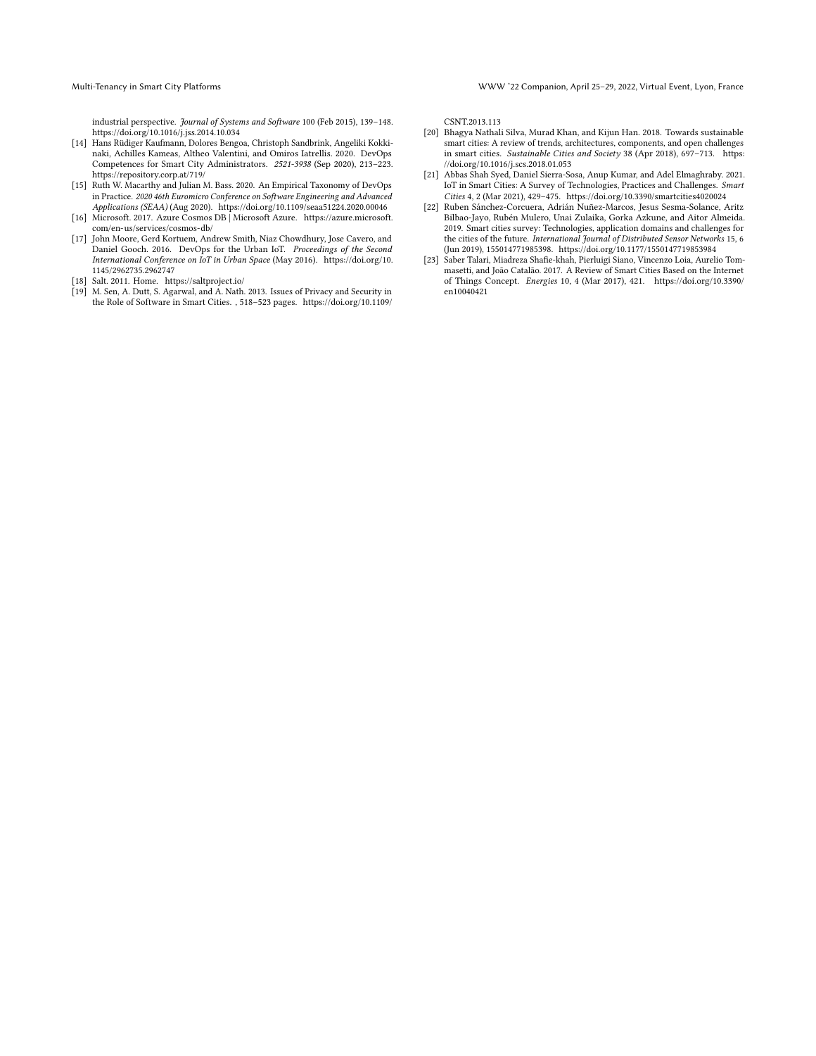industrial perspective. *Journal of Systems and Software* 100 (Feb 2015), 139–148. https://doi.org/10.1016/j.jss.2014.10.034

[14] Hans Rüdiger Kaufmann, Dolores Bengoa, Christoph Sandbrink, Angeliki Kokkinaki, Achilles Kameas, Altheo Valentini, and Omiros Iatrellis. 2020. DevOps Competences for Smart City Administrators. *2521-3938* (Sep 2020), 213–223. https://repository.corp.at/719/

[15] Ruth W. Macarthy and Julian M. Bass. 2020. An Empirical Taxonomy of DevOps in Practice. *2020 46th Euromicro Conference on Software Engineering and Advanced Applications (SEAA)* (Aug 2020). https://doi.org/10.1109/seaa51224.2020.00046

[16] Microsoft. 2017. Azure Cosmos DB | Microsoft Azure. https://azure.microsoft.com/en-us/services/cosmos-db/

[17] John Moore, Gerd Kortuem, Andrew Smith, Niaz Chowdhury, Jose Cavero, and Daniel Gooch. 2016. DevOps for the Urban IoT. *Proceedings of the Second International Conference on IoT in Urban Space* (May 2016). https://doi.org/10.1145/2962735.2962747

[18] Salt. 2011. Home. https://saltproject.io/

[19] M. Sen, A. Dutt, S. Agarwal, and A. Nath. 2013. Issues of Privacy and Security in the Role of Software in Smart Cities. , 518–523 pages. https://doi.org/10.1109/CSNT.2013.113

[20] Bhagya Nathali Silva, Murad Khan, and Kijun Han. 2018. Towards sustainable smart cities: A review of trends, architectures, components, and open challenges in smart cities. *Sustainable Cities and Society* 38 (Apr 2018), 697–713. https://doi.org/10.1016/j.scs.2018.01.053

[21] Abbas Shah Syed, Daniel Sierra-Sosa, Anup Kumar, and Adel Elmaghraby. 2021. IoT in Smart Cities: A Survey of Technologies, Practices and Challenges. *Smart Cities* 4, 2 (Mar 2021), 429–475. https://doi.org/10.3390/smartcities4020024

[22] Ruben Sánchez-Corcuera, Adrián Nuñez-Marcos, Jesus Sesma-Solance, Aritz Bilbao-Jayo, Rubén Mulero, Unai Zulaika, Gorka Azkune, and Aitor Almeida. 2019. Smart cities survey: Technologies, application domains and challenges for the cities of the future. *International Journal of Distributed Sensor Networks* 15, 6 (Jun 2019), 155014771985398. https://doi.org/10.1177/1550147719853984

[23] Saber Talari, Miadreza Shafie-khah, Pierluigi Siano, Vincenzo Loia, Aurelio Tommasetti, and João Catalão. 2017. A Review of Smart Cities Based on the Internet of Things Concept. *Energies* 10, 4 (Mar 2017), 421. https://doi.org/10.3390/en10040421